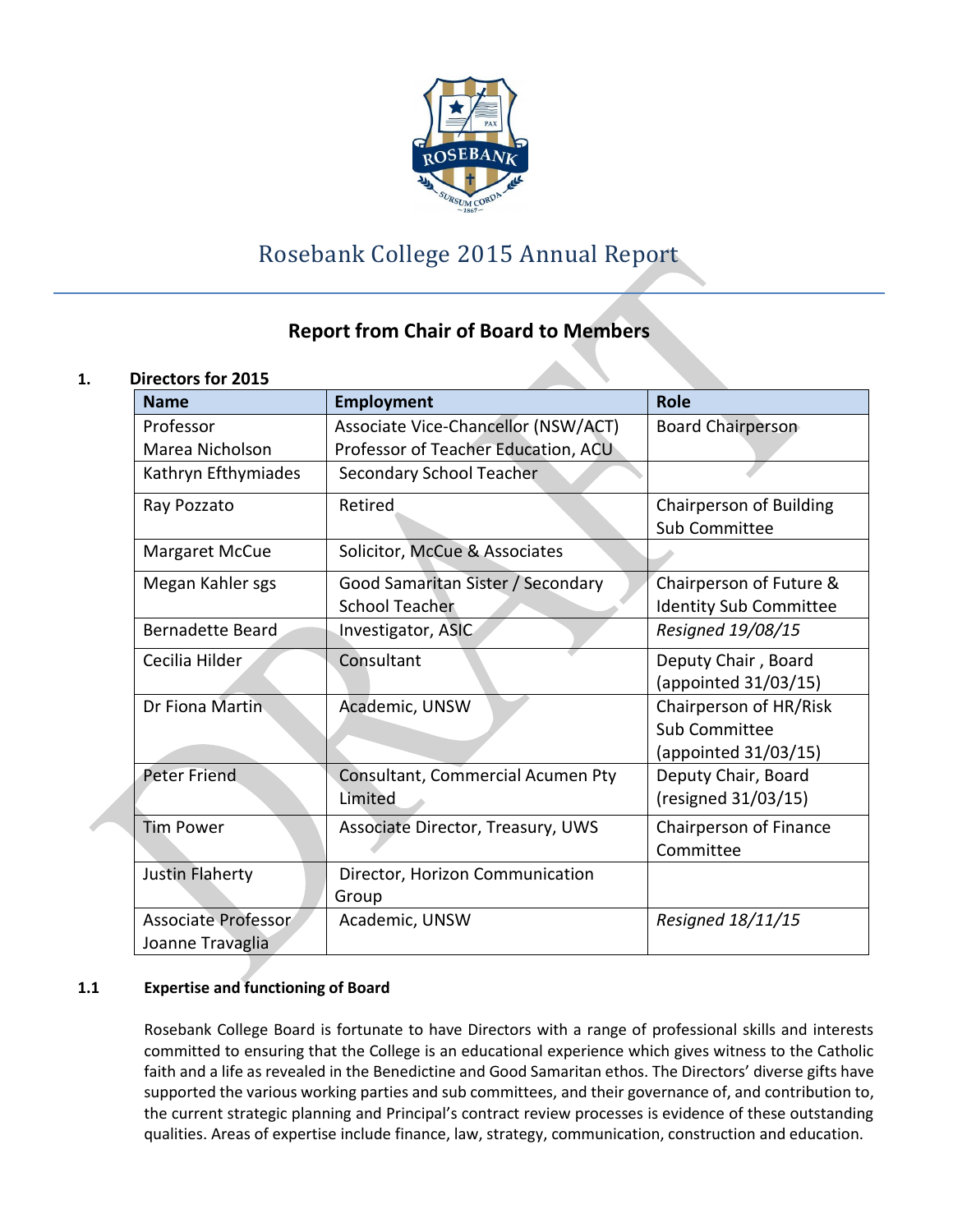# Rosebank College 2015 Annual Report

## Report from Chair of Board to Members

### 1. Directors for 2015

| Name | Employment | Role |
|---|---|---|
| Professor Marea Nicholson | Associate Vice-Chancellor (NSW/ACT) Professor of Teacher Education, ACU | Board Chairperson |
| Kathryn Efthymiades | Secondary School Teacher | |
| Ray Pozzato | Retired | Chairperson of Building Sub Committee |
| Margaret McCue | Solicitor, McCue & Associates | |
| Megan Kahler sgs | Good Samaritan Sister / Secondary School Teacher | Chairperson of Future & Identity Sub Committee |
| Bernadette Beard | Investigator, ASIC | *Resigned 19/08/15* |
| Cecilia Hilder | Consultant | Deputy Chair , Board (appointed 31/03/15) |
| Dr Fiona Martin | Academic, UNSW | Chairperson of HR/Risk Sub Committee (appointed 31/03/15) |
| Peter Friend | Consultant, Commercial Acumen Pty Limited | Deputy Chair, Board (resigned 31/03/15) |
| Tim Power | Associate Director, Treasury, UWS | Chairperson of Finance Committee |
| Justin Flaherty | Director, Horizon Communication Group | |
| Associate Professor Joanne Travaglia | Academic, UNSW | *Resigned 18/11/15* |

#### 1.1 Expertise and functioning of Board

Rosebank College Board is fortunate to have Directors with a range of professional skills and interests committed to ensuring that the College is an educational experience which gives witness to the Catholic faith and a life as revealed in the Benedictine and Good Samaritan ethos. The Directors' diverse gifts have supported the various working parties and sub committees, and their governance of, and contribution to, the current strategic planning and Principal's contract review processes is evidence of these outstanding qualities. Areas of expertise include finance, law, strategy, communication, construction and education.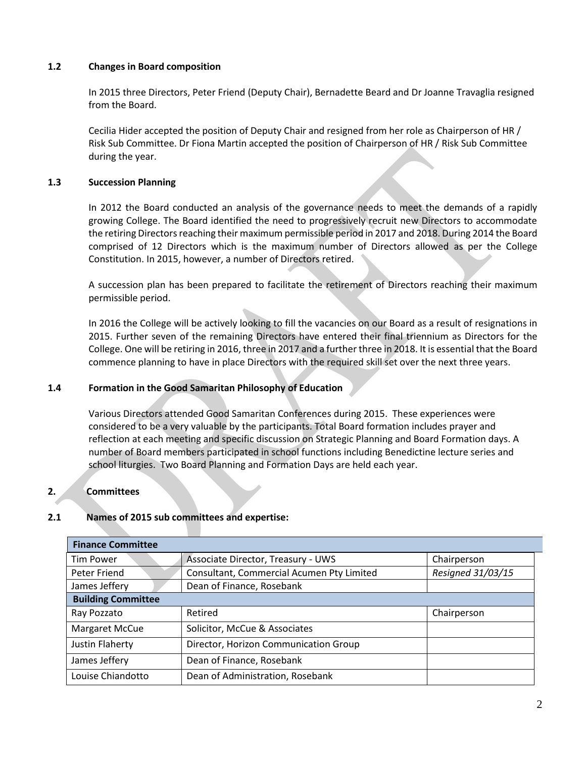### 1.2 Changes in Board composition

In 2015 three Directors, Peter Friend (Deputy Chair), Bernadette Beard and Dr Joanne Travaglia resigned from the Board.

Cecilia Hider accepted the position of Deputy Chair and resigned from her role as Chairperson of HR / Risk Sub Committee. Dr Fiona Martin accepted the position of Chairperson of HR / Risk Sub Committee during the year.

### 1.3 Succession Planning

In 2012 the Board conducted an analysis of the governance needs to meet the demands of a rapidly growing College. The Board identified the need to progressively recruit new Directors to accommodate the retiring Directors reaching their maximum permissible period in 2017 and 2018. During 2014 the Board comprised of 12 Directors which is the maximum number of Directors allowed as per the College Constitution. In 2015, however, a number of Directors retired.

A succession plan has been prepared to facilitate the retirement of Directors reaching their maximum permissible period.

In 2016 the College will be actively looking to fill the vacancies on our Board as a result of resignations in 2015. Further seven of the remaining Directors have entered their final triennium as Directors for the College. One will be retiring in 2016, three in 2017 and a further three in 2018. It is essential that the Board commence planning to have in place Directors with the required skill set over the next three years.

### 1.4 Formation in the Good Samaritan Philosophy of Education

Various Directors attended Good Samaritan Conferences during 2015. These experiences were considered to be a very valuable by the participants. Total Board formation includes prayer and reflection at each meeting and specific discussion on Strategic Planning and Board Formation days. A number of Board members participated in school functions including Benedictine lecture series and school liturgies. Two Board Planning and Formation Days are held each year.

## 2. Committees

### 2.1 Names of 2015 sub committees and expertise:

| **Finance Committee** | | |
|---|---|---|
| Tim Power | Associate Director, Treasury - UWS | Chairperson |
| Peter Friend | Consultant, Commercial Acumen Pty Limited | *Resigned 31/03/15* |
| James Jeffery | Dean of Finance, Rosebank | |
| **Building Committee** | | |
| Ray Pozzato | Retired | Chairperson |
| Margaret McCue | Solicitor, McCue & Associates | |
| Justin Flaherty | Director, Horizon Communication Group | |
| James Jeffery | Dean of Finance, Rosebank | |
| Louise Chiandotto | Dean of Administration, Rosebank | |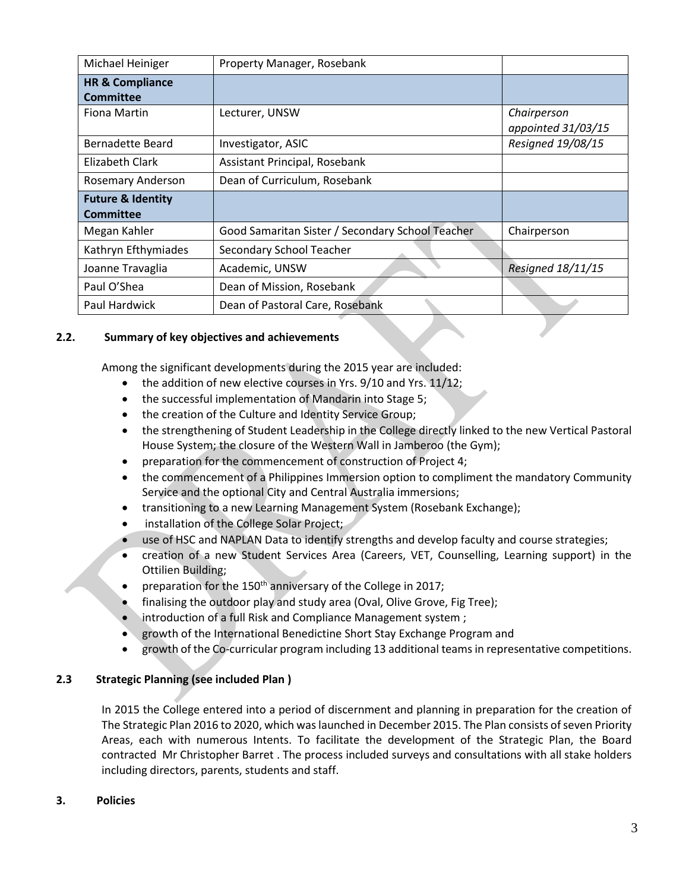| | | |
|---|---|---|
| Michael Heiniger | Property Manager, Rosebank | |
| **HR & Compliance Committee** | | |
| Fiona Martin | Lecturer, UNSW | *Chairperson appointed 31/03/15* |
| Bernadette Beard | Investigator, ASIC | *Resigned 19/08/15* |
| Elizabeth Clark | Assistant Principal, Rosebank | |
| Rosemary Anderson | Dean of Curriculum, Rosebank | |
| **Future & Identity Committee** | | |
| Megan Kahler | Good Samaritan Sister / Secondary School Teacher | Chairperson |
| Kathryn Efthymiades | Secondary School Teacher | |
| Joanne Travaglia | Academic, UNSW | *Resigned 18/11/15* |
| Paul O'Shea | Dean of Mission, Rosebank | |
| Paul Hardwick | Dean of Pastoral Care, Rosebank | |

## 2.2. Summary of key objectives and achievements

Among the significant developments during the 2015 year are included:

- the addition of new elective courses in Yrs. 9/10 and Yrs. 11/12;
- the successful implementation of Mandarin into Stage 5;
- the creation of the Culture and Identity Service Group;
- the strengthening of Student Leadership in the College directly linked to the new Vertical Pastoral House System; the closure of the Western Wall in Jamberoo (the Gym);
- preparation for the commencement of construction of Project 4;
- the commencement of a Philippines Immersion option to compliment the mandatory Community Service and the optional City and Central Australia immersions;
- transitioning to a new Learning Management System (Rosebank Exchange);
- installation of the College Solar Project;
- use of HSC and NAPLAN Data to identify strengths and develop faculty and course strategies;
- creation of a new Student Services Area (Careers, VET, Counselling, Learning support) in the Ottilien Building;
- preparation for the 150th anniversary of the College in 2017;
- finalising the outdoor play and study area (Oval, Olive Grove, Fig Tree);
- introduction of a full Risk and Compliance Management system ;
- growth of the International Benedictine Short Stay Exchange Program and
- growth of the Co-curricular program including 13 additional teams in representative competitions.

## 2.3 Strategic Planning (see included Plan )

In 2015 the College entered into a period of discernment and planning in preparation for the creation of The Strategic Plan 2016 to 2020, which was launched in December 2015. The Plan consists of seven Priority Areas, each with numerous Intents. To facilitate the development of the Strategic Plan, the Board contracted Mr Christopher Barret . The process included surveys and consultations with all stake holders including directors, parents, students and staff.

# 3. Policies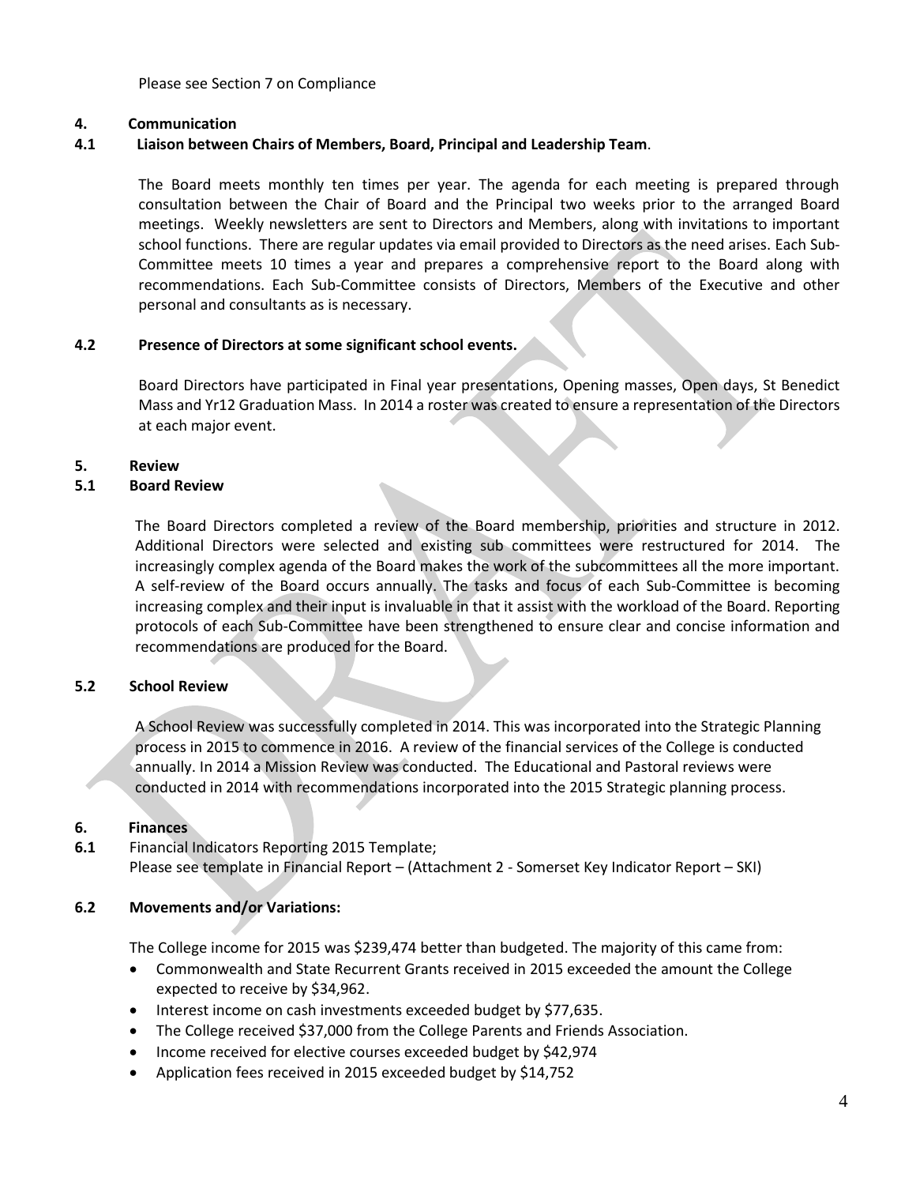Please see Section 7 on Compliance

## 4. Communication

### 4.1 Liaison between Chairs of Members, Board, Principal and Leadership Team.

The Board meets monthly ten times per year. The agenda for each meeting is prepared through consultation between the Chair of Board and the Principal two weeks prior to the arranged Board meetings. Weekly newsletters are sent to Directors and Members, along with invitations to important school functions. There are regular updates via email provided to Directors as the need arises. Each Sub-Committee meets 10 times a year and prepares a comprehensive report to the Board along with recommendations. Each Sub-Committee consists of Directors, Members of the Executive and other personal and consultants as is necessary.

### 4.2 Presence of Directors at some significant school events.

Board Directors have participated in Final year presentations, Opening masses, Open days, St Benedict Mass and Yr12 Graduation Mass. In 2014 a roster was created to ensure a representation of the Directors at each major event.

## 5. Review

### 5.1 Board Review

The Board Directors completed a review of the Board membership, priorities and structure in 2012. Additional Directors were selected and existing sub committees were restructured for 2014. The increasingly complex agenda of the Board makes the work of the subcommittees all the more important. A self-review of the Board occurs annually. The tasks and focus of each Sub-Committee is becoming increasing complex and their input is invaluable in that it assist with the workload of the Board. Reporting protocols of each Sub-Committee have been strengthened to ensure clear and concise information and recommendations are produced for the Board.

### 5.2 School Review

A School Review was successfully completed in 2014. This was incorporated into the Strategic Planning process in 2015 to commence in 2016. A review of the financial services of the College is conducted annually. In 2014 a Mission Review was conducted. The Educational and Pastoral reviews were conducted in 2014 with recommendations incorporated into the 2015 Strategic planning process.

## 6. Finances

### 6.1 Financial Indicators Reporting 2015 Template;

Please see template in Financial Report – (Attachment 2 - Somerset Key Indicator Report – SKI)

### 6.2 Movements and/or Variations:

The College income for 2015 was $239,474 better than budgeted. The majority of this came from:

- Commonwealth and State Recurrent Grants received in 2015 exceeded the amount the College expected to receive by $34,962.
- Interest income on cash investments exceeded budget by $77,635.
- The College received $37,000 from the College Parents and Friends Association.
- Income received for elective courses exceeded budget by $42,974
- Application fees received in 2015 exceeded budget by $14,752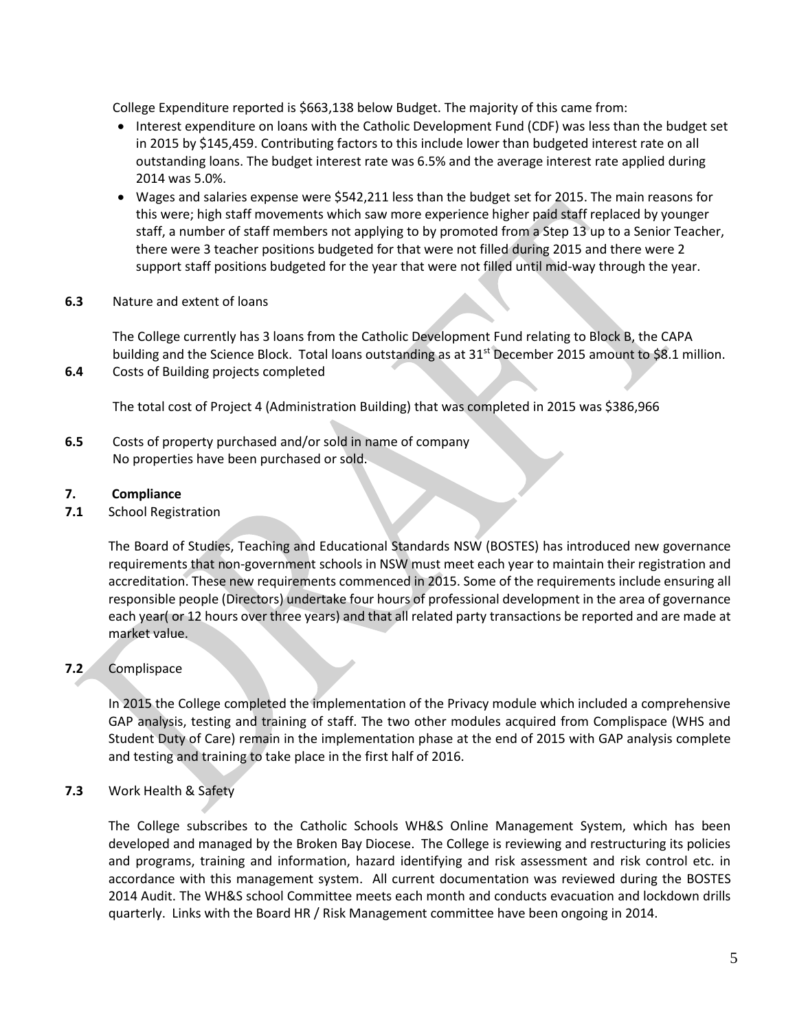College Expenditure reported is $663,138 below Budget. The majority of this came from:

- Interest expenditure on loans with the Catholic Development Fund (CDF) was less than the budget set in 2015 by $145,459. Contributing factors to this include lower than budgeted interest rate on all outstanding loans. The budget interest rate was 6.5% and the average interest rate applied during 2014 was 5.0%.
- Wages and salaries expense were $542,211 less than the budget set for 2015. The main reasons for this were; high staff movements which saw more experience higher paid staff replaced by younger staff, a number of staff members not applying to by promoted from a Step 13 up to a Senior Teacher, there were 3 teacher positions budgeted for that were not filled during 2015 and there were 2 support staff positions budgeted for the year that were not filled until mid-way through the year.

**6.3** Nature and extent of loans

The College currently has 3 loans from the Catholic Development Fund relating to Block B, the CAPA building and the Science Block. Total loans outstanding as at 31st December 2015 amount to $8.1 million.

**6.4** Costs of Building projects completed

The total cost of Project 4 (Administration Building) that was completed in 2015 was $386,966

**6.5** Costs of property purchased and/or sold in name of company
No properties have been purchased or sold.

## 7. Compliance

**7.1** School Registration

The Board of Studies, Teaching and Educational Standards NSW (BOSTES) has introduced new governance requirements that non-government schools in NSW must meet each year to maintain their registration and accreditation. These new requirements commenced in 2015. Some of the requirements include ensuring all responsible people (Directors) undertake four hours of professional development in the area of governance each year( or 12 hours over three years) and that all related party transactions be reported and are made at market value.

**7.2** Complispace

In 2015 the College completed the implementation of the Privacy module which included a comprehensive GAP analysis, testing and training of staff. The two other modules acquired from Complispace (WHS and Student Duty of Care) remain in the implementation phase at the end of 2015 with GAP analysis complete and testing and training to take place in the first half of 2016.

**7.3** Work Health & Safety

The College subscribes to the Catholic Schools WH&S Online Management System, which has been developed and managed by the Broken Bay Diocese. The College is reviewing and restructuring its policies and programs, training and information, hazard identifying and risk assessment and risk control etc. in accordance with this management system. All current documentation was reviewed during the BOSTES 2014 Audit. The WH&S school Committee meets each month and conducts evacuation and lockdown drills quarterly. Links with the Board HR / Risk Management committee have been ongoing in 2014.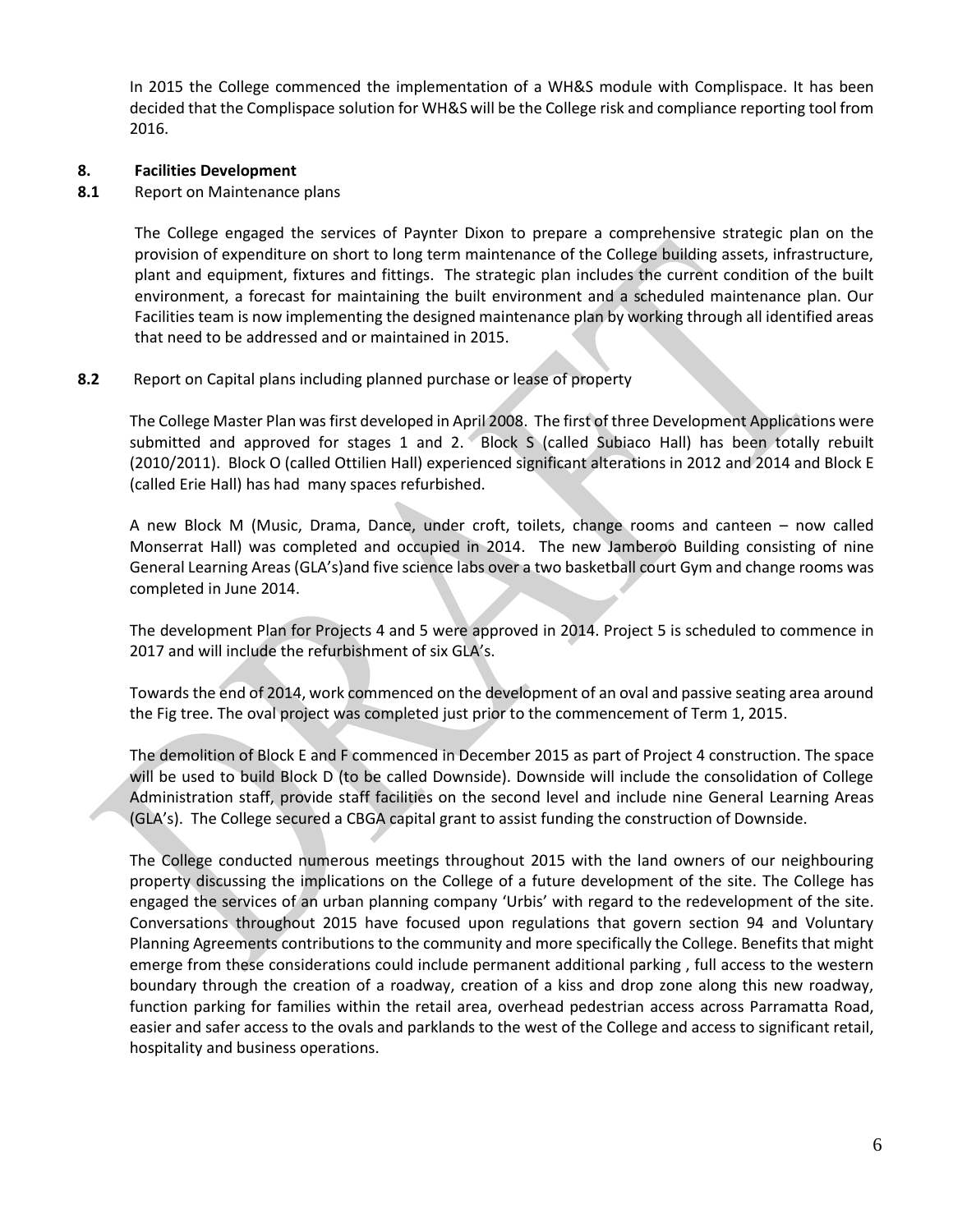In 2015 the College commenced the implementation of a WH&S module with Complispace. It has been decided that the Complispace solution for WH&S will be the College risk and compliance reporting tool from 2016.

## 8. Facilities Development

### 8.1 Report on Maintenance plans

The College engaged the services of Paynter Dixon to prepare a comprehensive strategic plan on the provision of expenditure on short to long term maintenance of the College building assets, infrastructure, plant and equipment, fixtures and fittings. The strategic plan includes the current condition of the built environment, a forecast for maintaining the built environment and a scheduled maintenance plan. Our Facilities team is now implementing the designed maintenance plan by working through all identified areas that need to be addressed and or maintained in 2015.

### 8.2 Report on Capital plans including planned purchase or lease of property

The College Master Plan was first developed in April 2008. The first of three Development Applications were submitted and approved for stages 1 and 2. Block S (called Subiaco Hall) has been totally rebuilt (2010/2011). Block O (called Ottilien Hall) experienced significant alterations in 2012 and 2014 and Block E (called Erie Hall) has had many spaces refurbished.

A new Block M (Music, Drama, Dance, under croft, toilets, change rooms and canteen – now called Monserrat Hall) was completed and occupied in 2014. The new Jamberoo Building consisting of nine General Learning Areas (GLA's)and five science labs over a two basketball court Gym and change rooms was completed in June 2014.

The development Plan for Projects 4 and 5 were approved in 2014. Project 5 is scheduled to commence in 2017 and will include the refurbishment of six GLA's.

Towards the end of 2014, work commenced on the development of an oval and passive seating area around the Fig tree. The oval project was completed just prior to the commencement of Term 1, 2015.

The demolition of Block E and F commenced in December 2015 as part of Project 4 construction. The space will be used to build Block D (to be called Downside). Downside will include the consolidation of College Administration staff, provide staff facilities on the second level and include nine General Learning Areas (GLA's). The College secured a CBGA capital grant to assist funding the construction of Downside.

The College conducted numerous meetings throughout 2015 with the land owners of our neighbouring property discussing the implications on the College of a future development of the site. The College has engaged the services of an urban planning company 'Urbis' with regard to the redevelopment of the site. Conversations throughout 2015 have focused upon regulations that govern section 94 and Voluntary Planning Agreements contributions to the community and more specifically the College. Benefits that might emerge from these considerations could include permanent additional parking , full access to the western boundary through the creation of a roadway, creation of a kiss and drop zone along this new roadway, function parking for families within the retail area, overhead pedestrian access across Parramatta Road, easier and safer access to the ovals and parklands to the west of the College and access to significant retail, hospitality and business operations.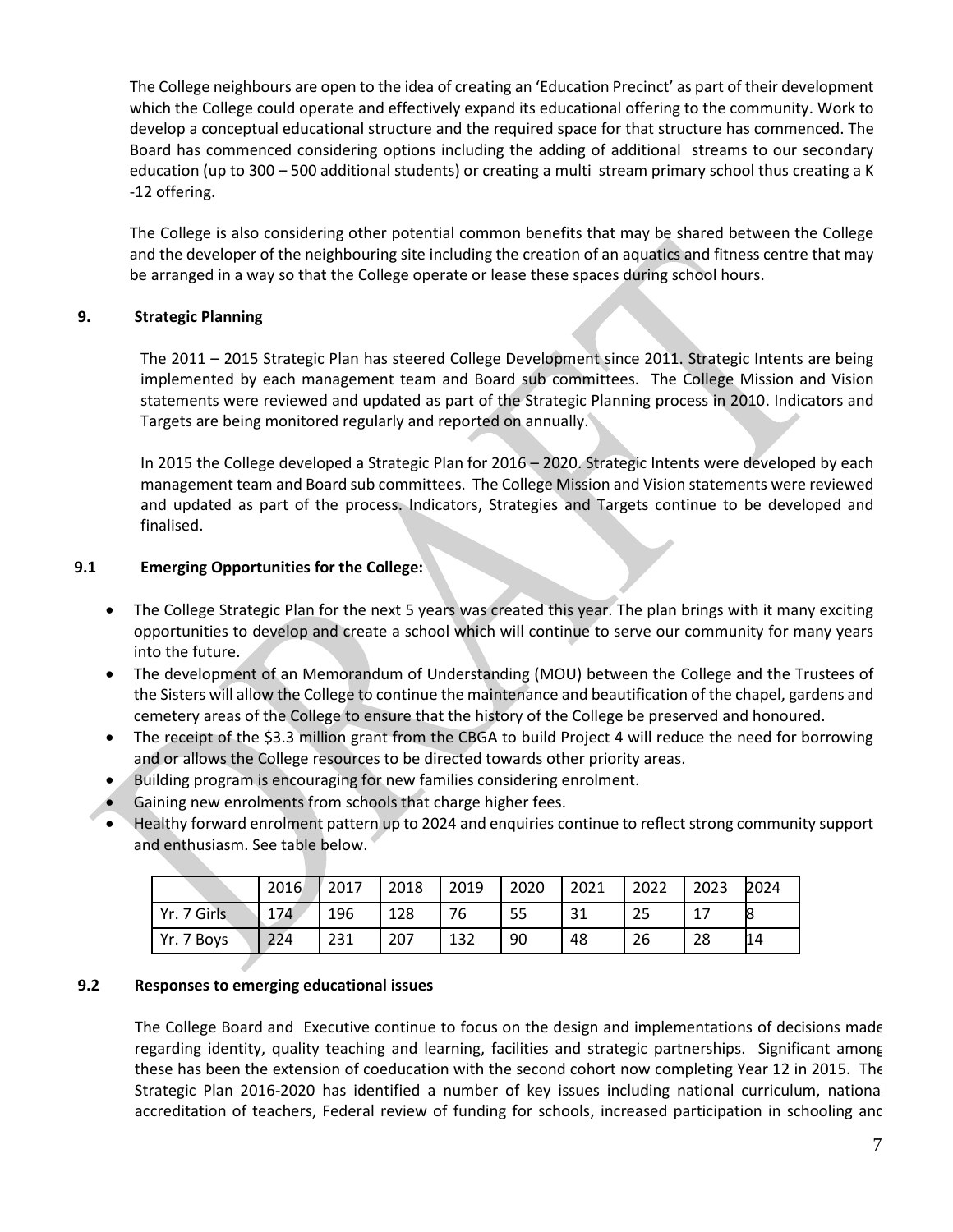The College neighbours are open to the idea of creating an 'Education Precinct' as part of their development which the College could operate and effectively expand its educational offering to the community. Work to develop a conceptual educational structure and the required space for that structure has commenced. The Board has commenced considering options including the adding of additional streams to our secondary education (up to 300 – 500 additional students) or creating a multi stream primary school thus creating a K -12 offering.

The College is also considering other potential common benefits that may be shared between the College and the developer of the neighbouring site including the creation of an aquatics and fitness centre that may be arranged in a way so that the College operate or lease these spaces during school hours.

## 9. Strategic Planning

The 2011 – 2015 Strategic Plan has steered College Development since 2011. Strategic Intents are being implemented by each management team and Board sub committees. The College Mission and Vision statements were reviewed and updated as part of the Strategic Planning process in 2010. Indicators and Targets are being monitored regularly and reported on annually.

In 2015 the College developed a Strategic Plan for 2016 – 2020. Strategic Intents were developed by each management team and Board sub committees. The College Mission and Vision statements were reviewed and updated as part of the process. Indicators, Strategies and Targets continue to be developed and finalised.

### 9.1 Emerging Opportunities for the College:

- The College Strategic Plan for the next 5 years was created this year. The plan brings with it many exciting opportunities to develop and create a school which will continue to serve our community for many years into the future.
- The development of an Memorandum of Understanding (MOU) between the College and the Trustees of the Sisters will allow the College to continue the maintenance and beautification of the chapel, gardens and cemetery areas of the College to ensure that the history of the College be preserved and honoured.
- The receipt of the $3.3 million grant from the CBGA to build Project 4 will reduce the need for borrowing and or allows the College resources to be directed towards other priority areas.
- Building program is encouraging for new families considering enrolment.
- Gaining new enrolments from schools that charge higher fees.
- Healthy forward enrolment pattern up to 2024 and enquiries continue to reflect strong community support and enthusiasm. See table below.

| | 2016 | 2017 | 2018 | 2019 | 2020 | 2021 | 2022 | 2023 | 2024 |
|---|---|---|---|---|---|---|---|---|---|
| Yr. 7 Girls | 174 | 196 | 128 | 76 | 55 | 31 | 25 | 17 | 8 |
| Yr. 7 Boys | 224 | 231 | 207 | 132 | 90 | 48 | 26 | 28 | 14 |

### 9.2 Responses to emerging educational issues

The College Board and Executive continue to focus on the design and implementations of decisions made regarding identity, quality teaching and learning, facilities and strategic partnerships. Significant among these has been the extension of coeducation with the second cohort now completing Year 12 in 2015. The Strategic Plan 2016-2020 has identified a number of key issues including national curriculum, national accreditation of teachers, Federal review of funding for schools, increased participation in schooling and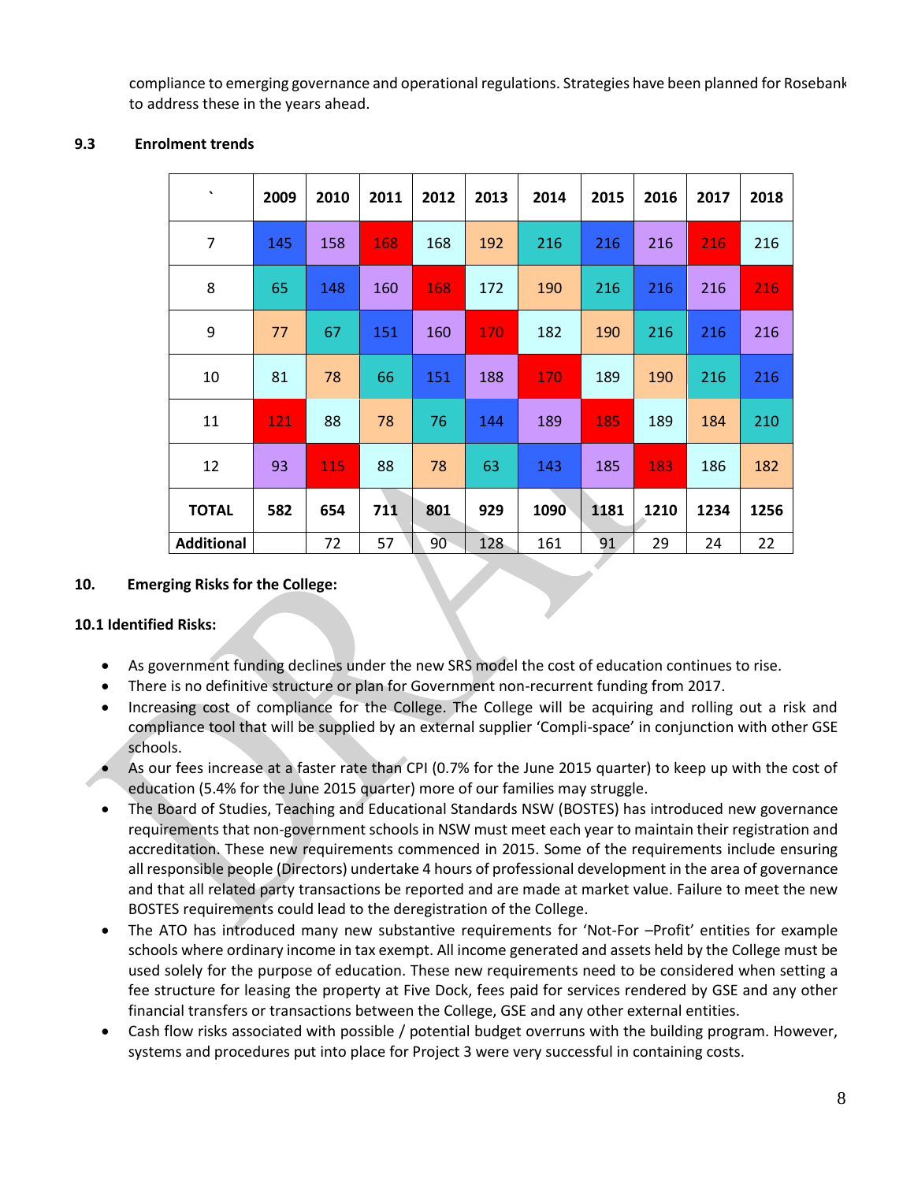compliance to emerging governance and operational regulations. Strategies have been planned for Rosebank to address these in the years ahead.

### 9.3 Enrolment trends

| ` | 2009 | 2010 | 2011 | 2012 | 2013 | 2014 | 2015 | 2016 | 2017 | 2018 |
|---|---|---|---|---|---|---|---|---|---|---|
| 7 | 145 | 158 | 168 | 168 | 192 | 216 | 216 | 216 | 216 | 216 |
| 8 | 65 | 148 | 160 | 168 | 172 | 190 | 216 | 216 | 216 | 216 |
| 9 | 77 | 67 | 151 | 160 | 170 | 182 | 190 | 216 | 216 | 216 |
| 10 | 81 | 78 | 66 | 151 | 188 | 170 | 189 | 190 | 216 | 216 |
| 11 | 121 | 88 | 78 | 76 | 144 | 189 | 185 | 189 | 184 | 210 |
| 12 | 93 | 115 | 88 | 78 | 63 | 143 | 185 | 183 | 186 | 182 |
| **TOTAL** | **582** | **654** | **711** | **801** | **929** | **1090** | **1181** | **1210** | **1234** | **1256** |
| **Additional** | | 72 | 57 | 90 | 128 | 161 | 91 | 29 | 24 | 22 |

## 10. Emerging Risks for the College:

### 10.1 Identified Risks:

- As government funding declines under the new SRS model the cost of education continues to rise.
- There is no definitive structure or plan for Government non-recurrent funding from 2017.
- Increasing cost of compliance for the College. The College will be acquiring and rolling out a risk and compliance tool that will be supplied by an external supplier 'Compli-space' in conjunction with other GSE schools.
- As our fees increase at a faster rate than CPI (0.7% for the June 2015 quarter) to keep up with the cost of education (5.4% for the June 2015 quarter) more of our families may struggle.
- The Board of Studies, Teaching and Educational Standards NSW (BOSTES) has introduced new governance requirements that non-government schools in NSW must meet each year to maintain their registration and accreditation. These new requirements commenced in 2015. Some of the requirements include ensuring all responsible people (Directors) undertake 4 hours of professional development in the area of governance and that all related party transactions be reported and are made at market value. Failure to meet the new BOSTES requirements could lead to the deregistration of the College.
- The ATO has introduced many new substantive requirements for 'Not-For –Profit' entities for example schools where ordinary income in tax exempt. All income generated and assets held by the College must be used solely for the purpose of education. These new requirements need to be considered when setting a fee structure for leasing the property at Five Dock, fees paid for services rendered by GSE and any other financial transfers or transactions between the College, GSE and any other external entities.
- Cash flow risks associated with possible / potential budget overruns with the building program. However, systems and procedures put into place for Project 3 were very successful in containing costs.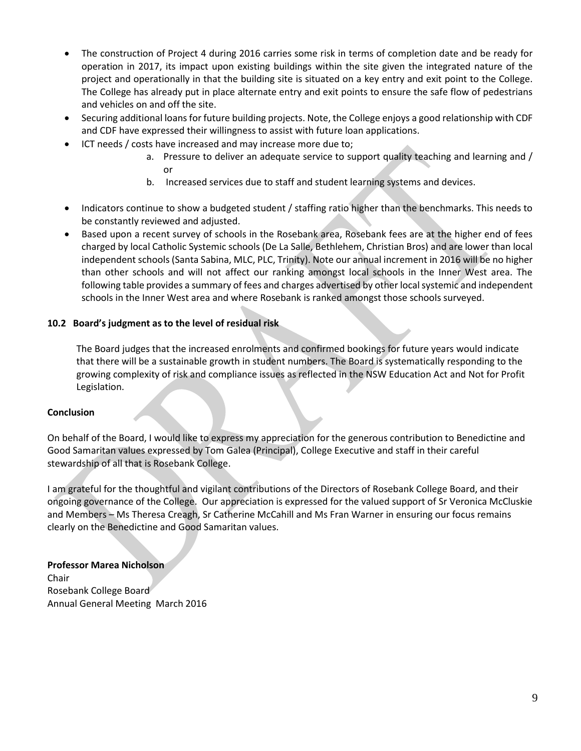- The construction of Project 4 during 2016 carries some risk in terms of completion date and be ready for operation in 2017, its impact upon existing buildings within the site given the integrated nature of the project and operationally in that the building site is situated on a key entry and exit point to the College. The College has already put in place alternate entry and exit points to ensure the safe flow of pedestrians and vehicles on and off the site.
- Securing additional loans for future building projects. Note, the College enjoys a good relationship with CDF and CDF have expressed their willingness to assist with future loan applications.
- ICT needs / costs have increased and may increase more due to;
    a. Pressure to deliver an adequate service to support quality teaching and learning and / or
    b. Increased services due to staff and student learning systems and devices.
- Indicators continue to show a budgeted student / staffing ratio higher than the benchmarks. This needs to be constantly reviewed and adjusted.
- Based upon a recent survey of schools in the Rosebank area, Rosebank fees are at the higher end of fees charged by local Catholic Systemic schools (De La Salle, Bethlehem, Christian Bros) and are lower than local independent schools (Santa Sabina, MLC, PLC, Trinity). Note our annual increment in 2016 will be no higher than other schools and will not affect our ranking amongst local schools in the Inner West area. The following table provides a summary of fees and charges advertised by other local systemic and independent schools in the Inner West area and where Rosebank is ranked amongst those schools surveyed.

### 10.2 Board's judgment as to the level of residual risk

The Board judges that the increased enrolments and confirmed bookings for future years would indicate that there will be a sustainable growth in student numbers. The Board is systematically responding to the growing complexity of risk and compliance issues as reflected in the NSW Education Act and Not for Profit Legislation.

### Conclusion

On behalf of the Board, I would like to express my appreciation for the generous contribution to Benedictine and Good Samaritan values expressed by Tom Galea (Principal), College Executive and staff in their careful stewardship of all that is Rosebank College.

I am grateful for the thoughtful and vigilant contributions of the Directors of Rosebank College Board, and their ongoing governance of the College. Our appreciation is expressed for the valued support of Sr Veronica McCluskie and Members – Ms Theresa Creagh, Sr Catherine McCahill and Ms Fran Warner in ensuring our focus remains clearly on the Benedictine and Good Samaritan values.

**Professor Marea Nicholson**
Chair
Rosebank College Board
Annual General Meeting March 2016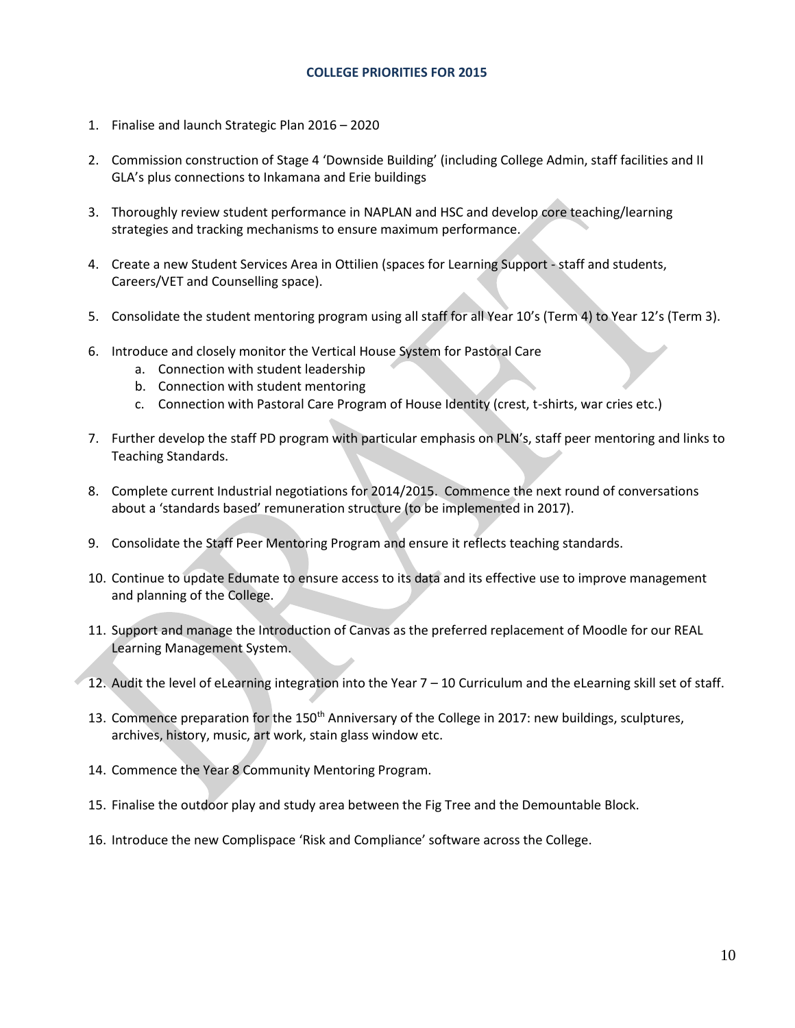## COLLEGE PRIORITIES FOR 2015

1. Finalise and launch Strategic Plan 2016 – 2020
2. Commission construction of Stage 4 'Downside Building' (including College Admin, staff facilities and II GLA's plus connections to Inkamana and Erie buildings
3. Thoroughly review student performance in NAPLAN and HSC and develop core teaching/learning strategies and tracking mechanisms to ensure maximum performance.
4. Create a new Student Services Area in Ottilien (spaces for Learning Support - staff and students, Careers/VET and Counselling space).
5. Consolidate the student mentoring program using all staff for all Year 10's (Term 4) to Year 12's (Term 3).
6. Introduce and closely monitor the Vertical House System for Pastoral Care
   a. Connection with student leadership
   b. Connection with student mentoring
   c. Connection with Pastoral Care Program of House Identity (crest, t-shirts, war cries etc.)
7. Further develop the staff PD program with particular emphasis on PLN's, staff peer mentoring and links to Teaching Standards.
8. Complete current Industrial negotiations for 2014/2015. Commence the next round of conversations about a 'standards based' remuneration structure (to be implemented in 2017).
9. Consolidate the Staff Peer Mentoring Program and ensure it reflects teaching standards.
10. Continue to update Edumate to ensure access to its data and its effective use to improve management and planning of the College.
11. Support and manage the Introduction of Canvas as the preferred replacement of Moodle for our REAL Learning Management System.
12. Audit the level of eLearning integration into the Year 7 – 10 Curriculum and the eLearning skill set of staff.
13. Commence preparation for the 150th Anniversary of the College in 2017: new buildings, sculptures, archives, history, music, art work, stain glass window etc.
14. Commence the Year 8 Community Mentoring Program.
15. Finalise the outdoor play and study area between the Fig Tree and the Demountable Block.
16. Introduce the new Complispace 'Risk and Compliance' software across the College.